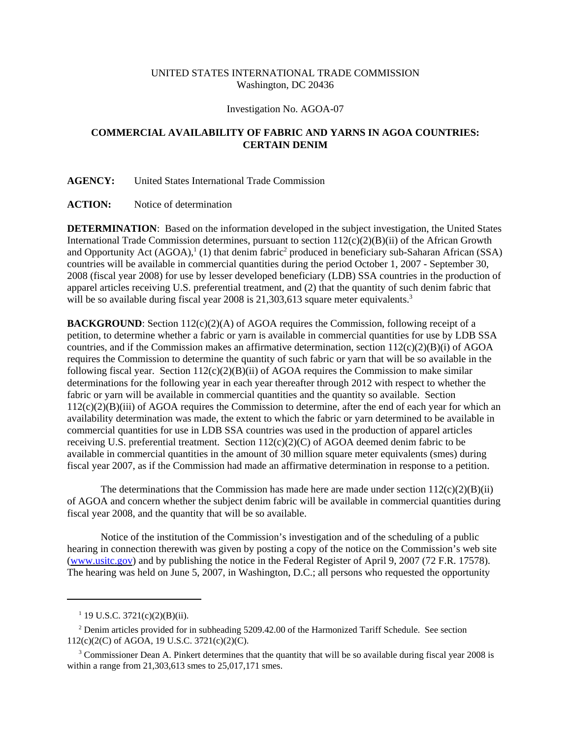UNITED STATES INTERNATIONAL TRADE COMMISSION
Washington, DC 20436

Investigation No. AGOA-07

**COMMERCIAL AVAILABILITY OF FABRIC AND YARNS IN AGOA COUNTRIES: CERTAIN DENIM**

**AGENCY:** United States International Trade Commission

**ACTION:** Notice of determination

**DETERMINATION**: Based on the information developed in the subject investigation, the United States International Trade Commission determines, pursuant to section 112(c)(2)(B)(ii) of the African Growth and Opportunity Act (AGOA),[1] (1) that denim fabric[2] produced in beneficiary sub-Saharan African (SSA) countries will be available in commercial quantities during the period October 1, 2007 - September 30, 2008 (fiscal year 2008) for use by lesser developed beneficiary (LDB) SSA countries in the production of apparel articles receiving U.S. preferential treatment, and (2) that the quantity of such denim fabric that will be so available during fiscal year 2008 is 21,303,613 square meter equivalents.[3]

**BACKGROUND**: Section 112(c)(2)(A) of AGOA requires the Commission, following receipt of a petition, to determine whether a fabric or yarn is available in commercial quantities for use by LDB SSA countries, and if the Commission makes an affirmative determination, section 112(c)(2)(B)(i) of AGOA requires the Commission to determine the quantity of such fabric or yarn that will be so available in the following fiscal year. Section 112(c)(2)(B)(ii) of AGOA requires the Commission to make similar determinations for the following year in each year thereafter through 2012 with respect to whether the fabric or yarn will be available in commercial quantities and the quantity so available. Section 112(c)(2)(B)(iii) of AGOA requires the Commission to determine, after the end of each year for which an availability determination was made, the extent to which the fabric or yarn determined to be available in commercial quantities for use in LDB SSA countries was used in the production of apparel articles receiving U.S. preferential treatment. Section 112(c)(2)(C) of AGOA deemed denim fabric to be available in commercial quantities in the amount of 30 million square meter equivalents (smes) during fiscal year 2007, as if the Commission had made an affirmative determination in response to a petition.

The determinations that the Commission has made here are made under section 112(c)(2)(B)(ii) of AGOA and concern whether the subject denim fabric will be available in commercial quantities during fiscal year 2008, and the quantity that will be so available.

Notice of the institution of the Commission's investigation and of the scheduling of a public hearing in connection therewith was given by posting a copy of the notice on the Commission's web site (www.usitc.gov) and by publishing the notice in the Federal Register of April 9, 2007 (72 F.R. 17578). The hearing was held on June 5, 2007, in Washington, D.C.; all persons who requested the opportunity

---

[1] 19 U.S.C. 3721(c)(2)(B)(ii).

[2] Denim articles provided for in subheading 5209.42.00 of the Harmonized Tariff Schedule. See section 112(c)(2(C) of AGOA, 19 U.S.C. 3721(c)(2)(C).

[3] Commissioner Dean A. Pinkert determines that the quantity that will be so available during fiscal year 2008 is within a range from 21,303,613 smes to 25,017,171 smes.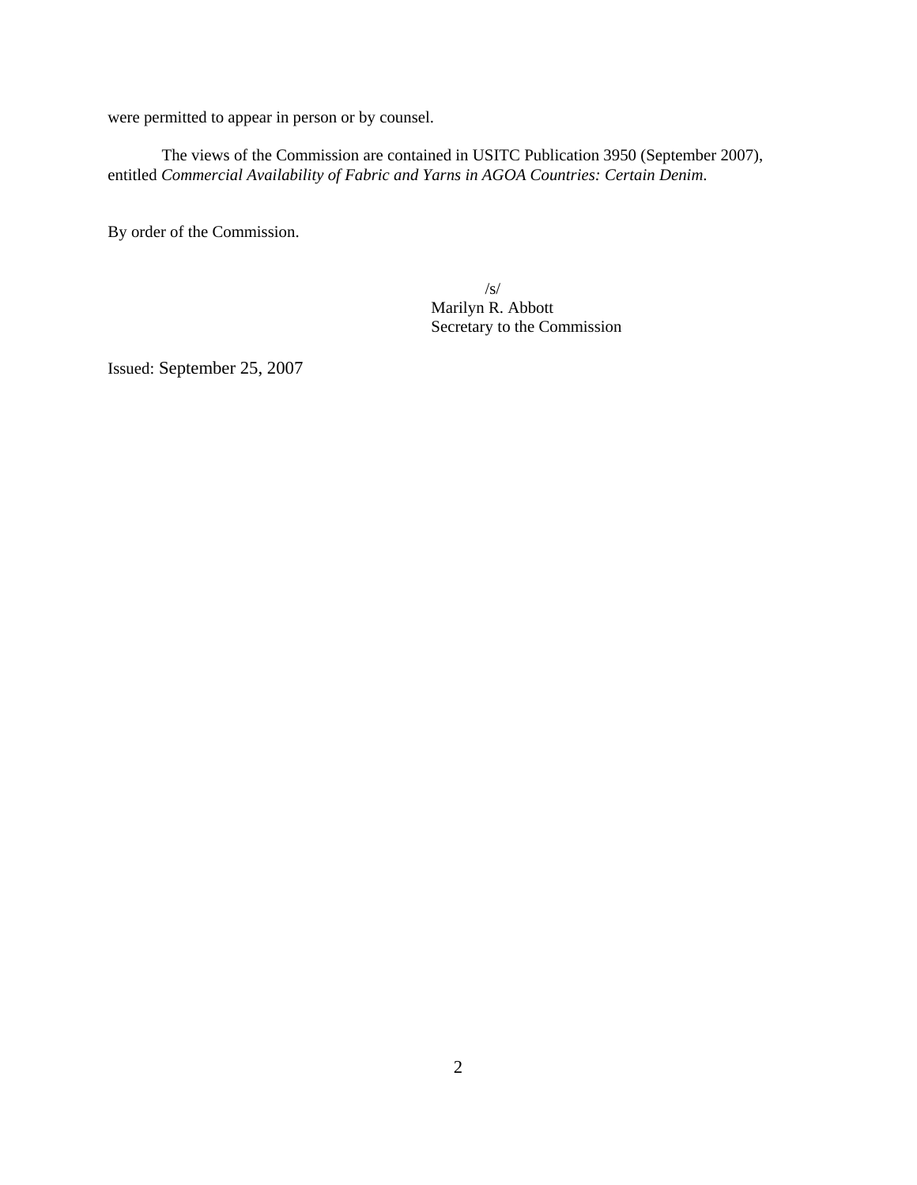were permitted to appear in person or by counsel.

The views of the Commission are contained in USITC Publication 3950 (September 2007), entitled *Commercial Availability of Fabric and Yarns in AGOA Countries: Certain Denim.*

By order of the Commission.

/s/
Marilyn R. Abbott
Secretary to the Commission

Issued: September 25, 2007